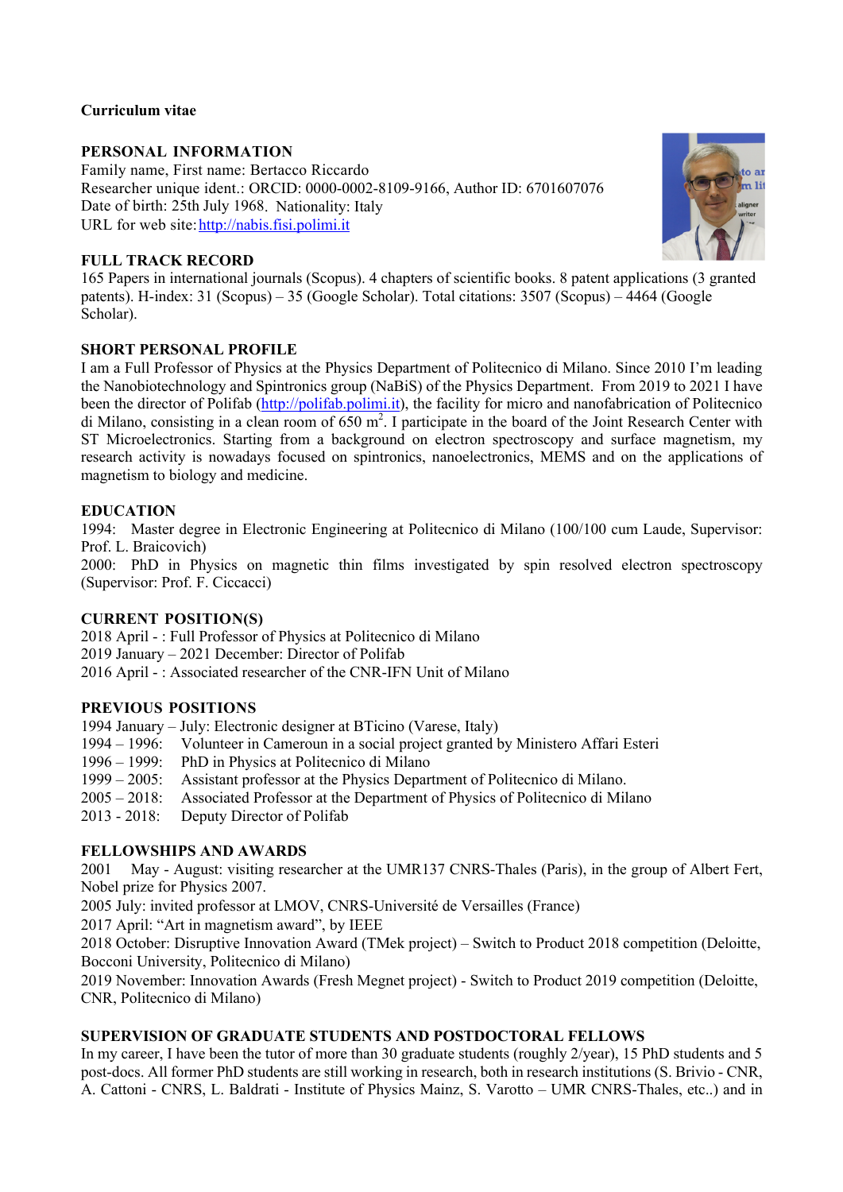**Curriculum vitae**

## PERSONAL INFORMATION

Family name, First name: Bertacco Riccardo
Researcher unique ident.: ORCID: 0000-0002-8109-9166, Author ID: 6701607076
Date of birth: 25th July 1968. Nationality: Italy
URL for web site: http://nabis.fisi.polimi.it

## FULL TRACK RECORD

165 Papers in international journals (Scopus). 4 chapters of scientific books. 8 patent applications (3 granted patents). H-index: 31 (Scopus) – 35 (Google Scholar). Total citations: 3507 (Scopus) – 4464 (Google Scholar).

## SHORT PERSONAL PROFILE

I am a Full Professor of Physics at the Physics Department of Politecnico di Milano. Since 2010 I'm leading the Nanobiotechnology and Spintronics group (NaBiS) of the Physics Department. From 2019 to 2021 I have been the director of Polifab (http://polifab.polimi.it), the facility for micro and nanofabrication of Politecnico di Milano, consisting in a clean room of 650 $m^2$. I participate in the board of the Joint Research Center with ST Microelectronics. Starting from a background on electron spectroscopy and surface magnetism, my research activity is nowadays focused on spintronics, nanoelectronics, MEMS and on the applications of magnetism to biology and medicine.

## EDUCATION

1994: Master degree in Electronic Engineering at Politecnico di Milano (100/100 cum Laude, Supervisor: Prof. L. Braicovich)
2000: PhD in Physics on magnetic thin films investigated by spin resolved electron spectroscopy (Supervisor: Prof. F. Ciccacci)

## CURRENT POSITION(S)

2018 April - : Full Professor of Physics at Politecnico di Milano
2019 January – 2021 December: Director of Polifab
2016 April - : Associated researcher of the CNR-IFN Unit of Milano

## PREVIOUS POSITIONS

1994 January – July: Electronic designer at BTicino (Varese, Italy)
1994 – 1996: Volunteer in Cameroun in a social project granted by Ministero Affari Esteri
1996 – 1999: PhD in Physics at Politecnico di Milano
1999 – 2005: Assistant professor at the Physics Department of Politecnico di Milano.
2005 – 2018: Associated Professor at the Department of Physics of Politecnico di Milano
2013 - 2018: Deputy Director of Polifab

## FELLOWSHIPS AND AWARDS

2001 May - August: visiting researcher at the UMR137 CNRS-Thales (Paris), in the group of Albert Fert, Nobel prize for Physics 2007.
2005 July: invited professor at LMOV, CNRS-Université de Versailles (France)
2017 April: "Art in magnetism award", by IEEE
2018 October: Disruptive Innovation Award (TMek project) – Switch to Product 2018 competition (Deloitte, Bocconi University, Politecnico di Milano)
2019 November: Innovation Awards (Fresh Megnet project) - Switch to Product 2019 competition (Deloitte, CNR, Politecnico di Milano)

## SUPERVISION OF GRADUATE STUDENTS AND POSTDOCTORAL FELLOWS

In my career, I have been the tutor of more than 30 graduate students (roughly 2/year), 15 PhD students and 5 post-docs. All former PhD students are still working in research, both in research institutions (S. Brivio - CNR, A. Cattoni - CNRS, L. Baldrati - Institute of Physics Mainz, S. Varotto – UMR CNRS-Thales, etc..) and in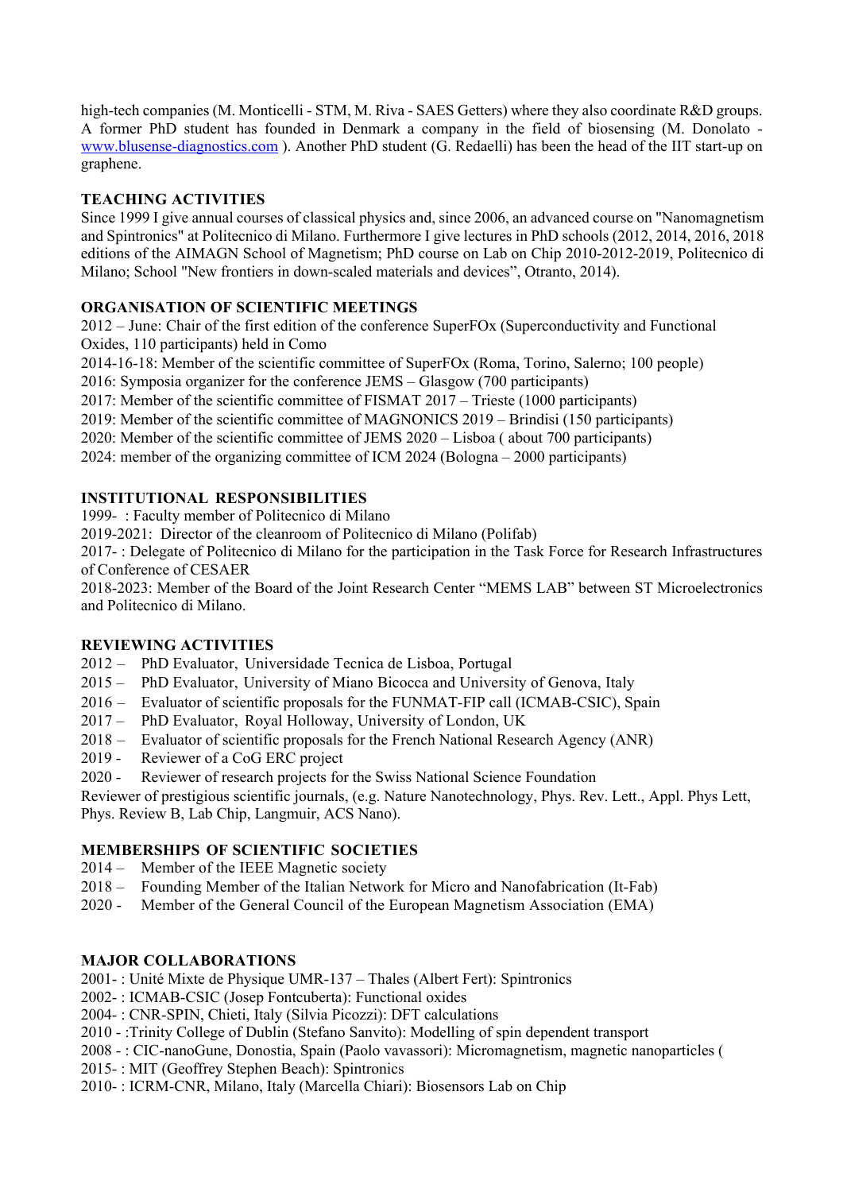high-tech companies (M. Monticelli - STM, M. Riva - SAES Getters) where they also coordinate R&D groups. A former PhD student has founded in Denmark a company in the field of biosensing (M. Donolato - www.blusense-diagnostics.com ). Another PhD student (G. Redaelli) has been the head of the IIT start-up on graphene.

**TEACHING ACTIVITIES**

Since 1999 I give annual courses of classical physics and, since 2006, an advanced course on "Nanomagnetism and Spintronics" at Politecnico di Milano. Furthermore I give lectures in PhD schools (2012, 2014, 2016, 2018 editions of the AIMAGN School of Magnetism; PhD course on Lab on Chip 2010-2012-2019, Politecnico di Milano; School "New frontiers in down-scaled materials and devices", Otranto, 2014).

**ORGANISATION OF SCIENTIFIC MEETINGS**

2012 – June: Chair of the first edition of the conference SuperFOx (Superconductivity and Functional Oxides, 110 participants) held in Como
2014-16-18: Member of the scientific committee of SuperFOx (Roma, Torino, Salerno; 100 people)
2016: Symposia organizer for the conference JEMS – Glasgow (700 participants)
2017: Member of the scientific committee of FISMAT 2017 – Trieste (1000 participants)
2019: Member of the scientific committee of MAGNONICS 2019 – Brindisi (150 participants)
2020: Member of the scientific committee of JEMS 2020 – Lisboa ( about 700 participants)
2024: member of the organizing committee of ICM 2024 (Bologna – 2000 participants)

**INSTITUTIONAL RESPONSIBILITIES**

1999- : Faculty member of Politecnico di Milano
2019-2021: Director of the cleanroom of Politecnico di Milano (Polifab)
2017- : Delegate of Politecnico di Milano for the participation in the Task Force for Research Infrastructures of Conference of CESAER
2018-2023: Member of the Board of the Joint Research Center "MEMS LAB" between ST Microelectronics and Politecnico di Milano.

**REVIEWING ACTIVITIES**

2012 – PhD Evaluator, Universidade Tecnica de Lisboa, Portugal
2015 – PhD Evaluator, University of Miano Bicocca and University of Genova, Italy
2016 – Evaluator of scientific proposals for the FUNMAT-FIP call (ICMAB-CSIC), Spain
2017 – PhD Evaluator, Royal Holloway, University of London, UK
2018 – Evaluator of scientific proposals for the French National Research Agency (ANR)
2019 - Reviewer of a CoG ERC project
2020 - Reviewer of research projects for the Swiss National Science Foundation
Reviewer of prestigious scientific journals, (e.g. Nature Nanotechnology, Phys. Rev. Lett., Appl. Phys Lett, Phys. Review B, Lab Chip, Langmuir, ACS Nano).

**MEMBERSHIPS OF SCIENTIFIC SOCIETIES**

2014 – Member of the IEEE Magnetic society
2018 – Founding Member of the Italian Network for Micro and Nanofabrication (It-Fab)
2020 - Member of the General Council of the European Magnetism Association (EMA)

**MAJOR COLLABORATIONS**

2001- : Unité Mixte de Physique UMR-137 – Thales (Albert Fert): Spintronics
2002- : ICMAB-CSIC (Josep Fontcuberta): Functional oxides
2004- : CNR-SPIN, Chieti, Italy (Silvia Picozzi): DFT calculations
2010 - :Trinity College of Dublin (Stefano Sanvito): Modelling of spin dependent transport
2008 - : CIC-nanoGune, Donostia, Spain (Paolo vavassori): Micromagnetism, magnetic nanoparticles (
2015- : MIT (Geoffrey Stephen Beach): Spintronics
2010- : ICRM-CNR, Milano, Italy (Marcella Chiari): Biosensors Lab on Chip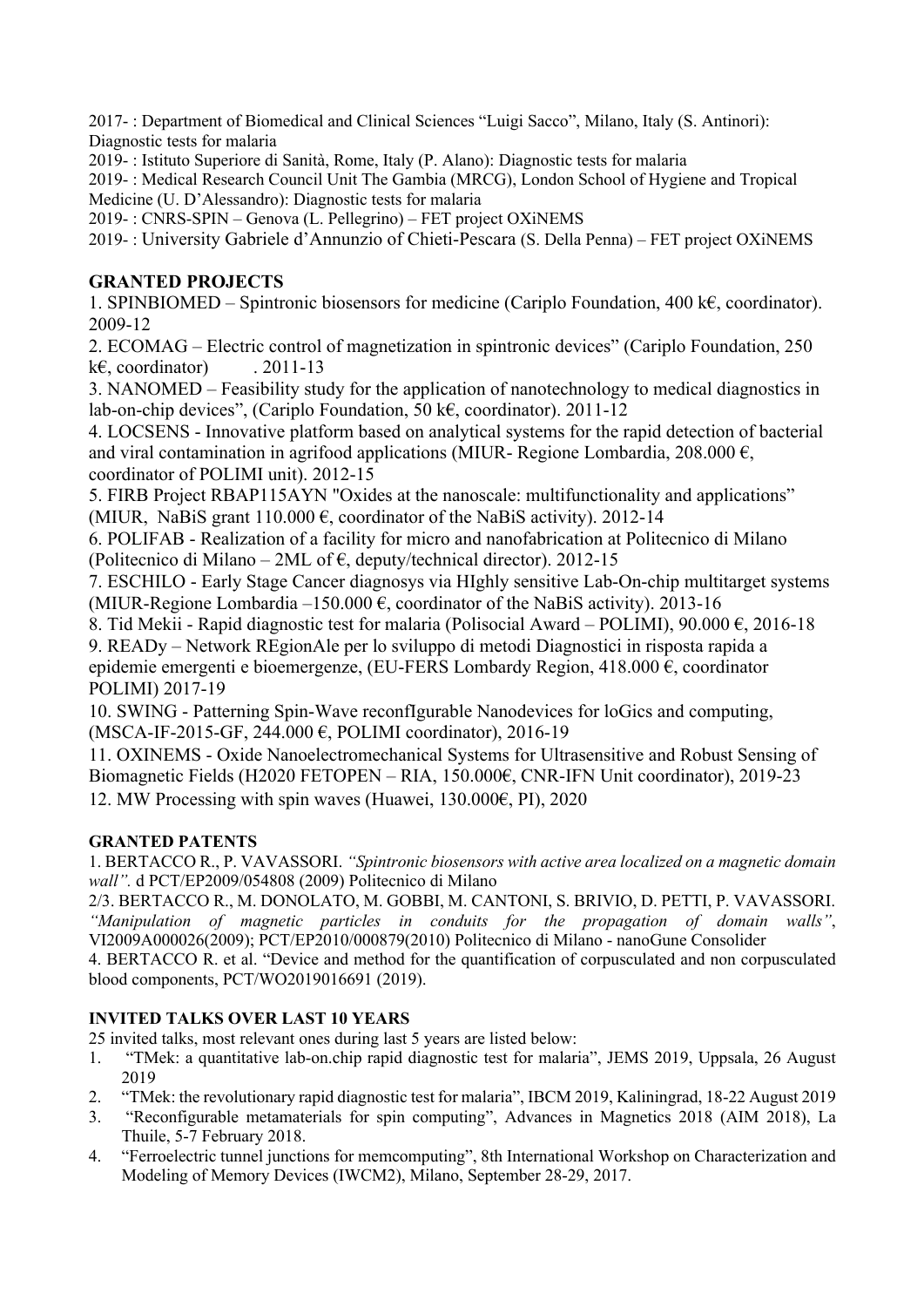2017- : Department of Biomedical and Clinical Sciences "Luigi Sacco", Milano, Italy (S. Antinori): Diagnostic tests for malaria

2019- : Istituto Superiore di Sanità, Rome, Italy (P. Alano): Diagnostic tests for malaria

2019- : Medical Research Council Unit The Gambia (MRCG), London School of Hygiene and Tropical Medicine (U. D'Alessandro): Diagnostic tests for malaria

2019- : CNRS-SPIN – Genova (L. Pellegrino) – FET project OXiNEMS

2019- : University Gabriele d'Annunzio of Chieti-Pescara (S. Della Penna) – FET project OXiNEMS

## GRANTED PROJECTS

1. SPINBIOMED – Spintronic biosensors for medicine (Cariplo Foundation, 400 k€, coordinator). 2009-12
2. ECOMAG – Electric control of magnetization in spintronic devices" (Cariplo Foundation, 250 k€, coordinator) . 2011-13
3. NANOMED – Feasibility study for the application of nanotechnology to medical diagnostics in lab-on-chip devices", (Cariplo Foundation, 50 k€, coordinator). 2011-12
4. LOCSENS - Innovative platform based on analytical systems for the rapid detection of bacterial and viral contamination in agrifood applications (MIUR- Regione Lombardia, 208.000 €, coordinator of POLIMI unit). 2012-15
5. FIRB Project RBAP115AYN "Oxides at the nanoscale: multifunctionality and applications" (MIUR, NaBiS grant 110.000 €, coordinator of the NaBiS activity). 2012-14
6. POLIFAB - Realization of a facility for micro and nanofabrication at Politecnico di Milano (Politecnico di Milano – 2ML of €, deputy/technical director). 2012-15
7. ESCHILO - Early Stage Cancer diagnosys via HIghly sensitive Lab-On-chip multitarget systems (MIUR-Regione Lombardia –150.000 €, coordinator of the NaBiS activity). 2013-16
8. Tid Mekii - Rapid diagnostic test for malaria (Polisocial Award – POLIMI), 90.000 €, 2016-18
9. READy – Network REgionAle per lo sviluppo di metodi Diagnostici in risposta rapida a epidemie emergenti e bioemergenze, (EU-FERS Lombardy Region, 418.000 €, coordinator POLIMI) 2017-19
10. SWING - Patterning Spin-Wave reconfIgurable Nanodevices for loGics and computing, (MSCA-IF-2015-GF, 244.000 €, POLIMI coordinator), 2016-19
11. OXINEMS - Oxide Nanoelectromechanical Systems for Ultrasensitive and Robust Sensing of Biomagnetic Fields (H2020 FETOPEN – RIA, 150.000€, CNR-IFN Unit coordinator), 2019-23
12. MW Processing with spin waves (Huawei, 130.000€, PI), 2020

## GRANTED PATENTS

1. BERTACCO R., P. VAVASSORI. *"Spintronic biosensors with active area localized on a magnetic domain wall".* d PCT/EP2009/054808 (2009) Politecnico di Milano

2/3. BERTACCO R., M. DONOLATO, M. GOBBI, M. CANTONI, S. BRIVIO, D. PETTI, P. VAVASSORI. *"Manipulation of magnetic particles in conduits for the propagation of domain walls"*, VI2009A000026(2009); PCT/EP2010/000879(2010) Politecnico di Milano - nanoGune Consolider

4. BERTACCO R. et al. "Device and method for the quantification of corpusculated and non corpusculated blood components, PCT/WO2019016691 (2019).

## INVITED TALKS OVER LAST 10 YEARS

25 invited talks, most relevant ones during last 5 years are listed below:

1. "TMek: a quantitative lab-on.chip rapid diagnostic test for malaria", JEMS 2019, Uppsala, 26 August 2019
2. "TMek: the revolutionary rapid diagnostic test for malaria", IBCM 2019, Kaliningrad, 18-22 August 2019
3. "Reconfigurable metamaterials for spin computing", Advances in Magnetics 2018 (AIM 2018), La Thuile, 5-7 February 2018.
4. "Ferroelectric tunnel junctions for memcomputing", 8th International Workshop on Characterization and Modeling of Memory Devices (IWCM2), Milano, September 28-29, 2017.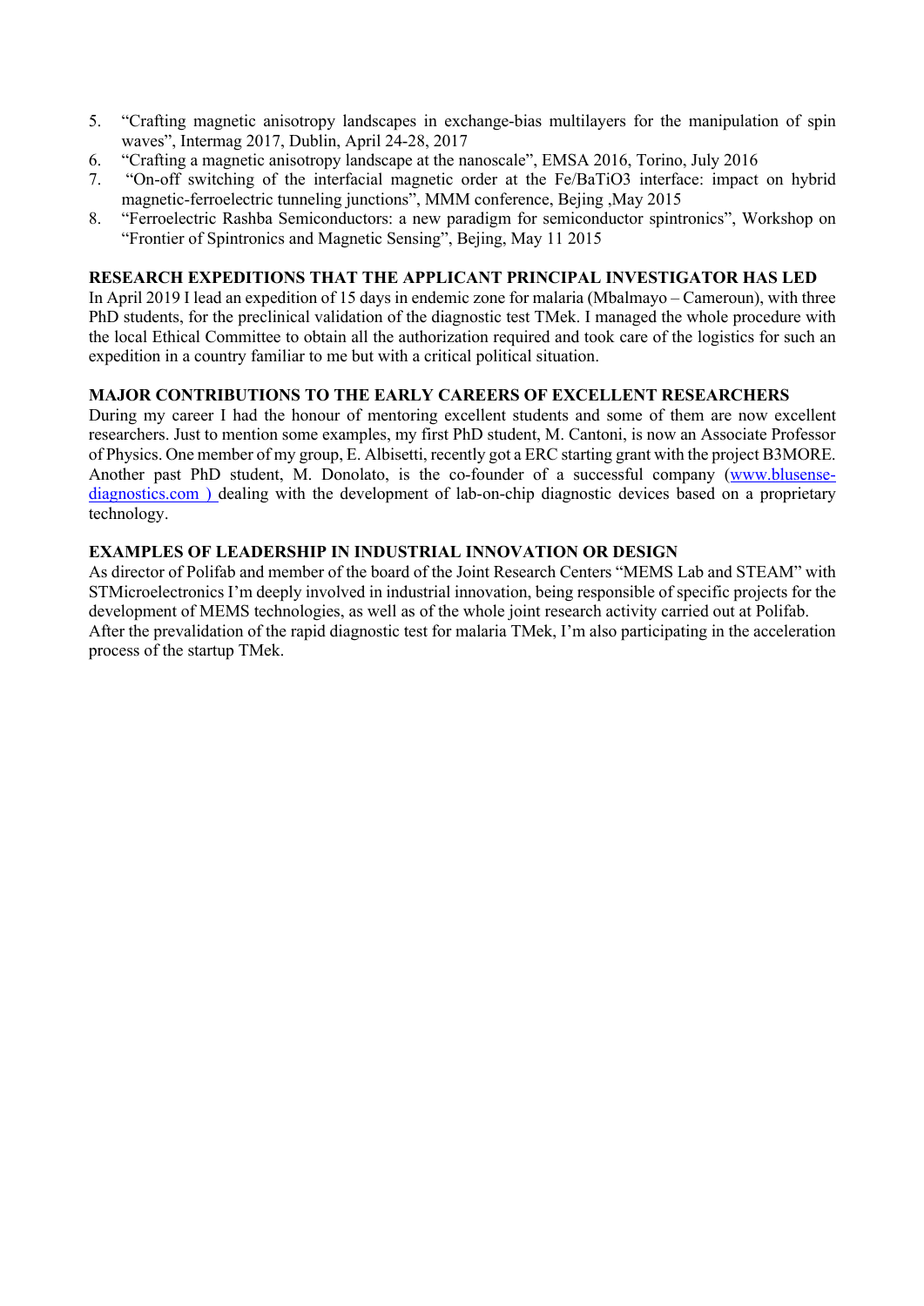5. "Crafting magnetic anisotropy landscapes in exchange-bias multilayers for the manipulation of spin waves", Intermag 2017, Dublin, April 24-28, 2017
6. "Crafting a magnetic anisotropy landscape at the nanoscale", EMSA 2016, Torino, July 2016
7. "On-off switching of the interfacial magnetic order at the Fe/BaTiO3 interface: impact on hybrid magnetic-ferroelectric tunneling junctions", MMM conference, Bejing ,May 2015
8. "Ferroelectric Rashba Semiconductors: a new paradigm for semiconductor spintronics", Workshop on "Frontier of Spintronics and Magnetic Sensing", Bejing, May 11 2015

**RESEARCH EXPEDITIONS THAT THE APPLICANT PRINCIPAL INVESTIGATOR HAS LED**

In April 2019 I lead an expedition of 15 days in endemic zone for malaria (Mbalmayo – Cameroun), with three PhD students, for the preclinical validation of the diagnostic test TMek. I managed the whole procedure with the local Ethical Committee to obtain all the authorization required and took care of the logistics for such an expedition in a country familiar to me but with a critical political situation.

**MAJOR CONTRIBUTIONS TO THE EARLY CAREERS OF EXCELLENT RESEARCHERS**

During my career I had the honour of mentoring excellent students and some of them are now excellent researchers. Just to mention some examples, my first PhD student, M. Cantoni, is now an Associate Professor of Physics. One member of my group, E. Albisetti, recently got a ERC starting grant with the project B3MORE. Another past PhD student, M. Donolato, is the co-founder of a successful company (www.blusense-diagnostics.com ) dealing with the development of lab-on-chip diagnostic devices based on a proprietary technology.

**EXAMPLES OF LEADERSHIP IN INDUSTRIAL INNOVATION OR DESIGN**

As director of Polifab and member of the board of the Joint Research Centers "MEMS Lab and STEAM" with STMicroelectronics I'm deeply involved in industrial innovation, being responsible of specific projects for the development of MEMS technologies, as well as of the whole joint research activity carried out at Polifab.
After the prevalidation of the rapid diagnostic test for malaria TMek, I'm also participating in the acceleration process of the startup TMek.